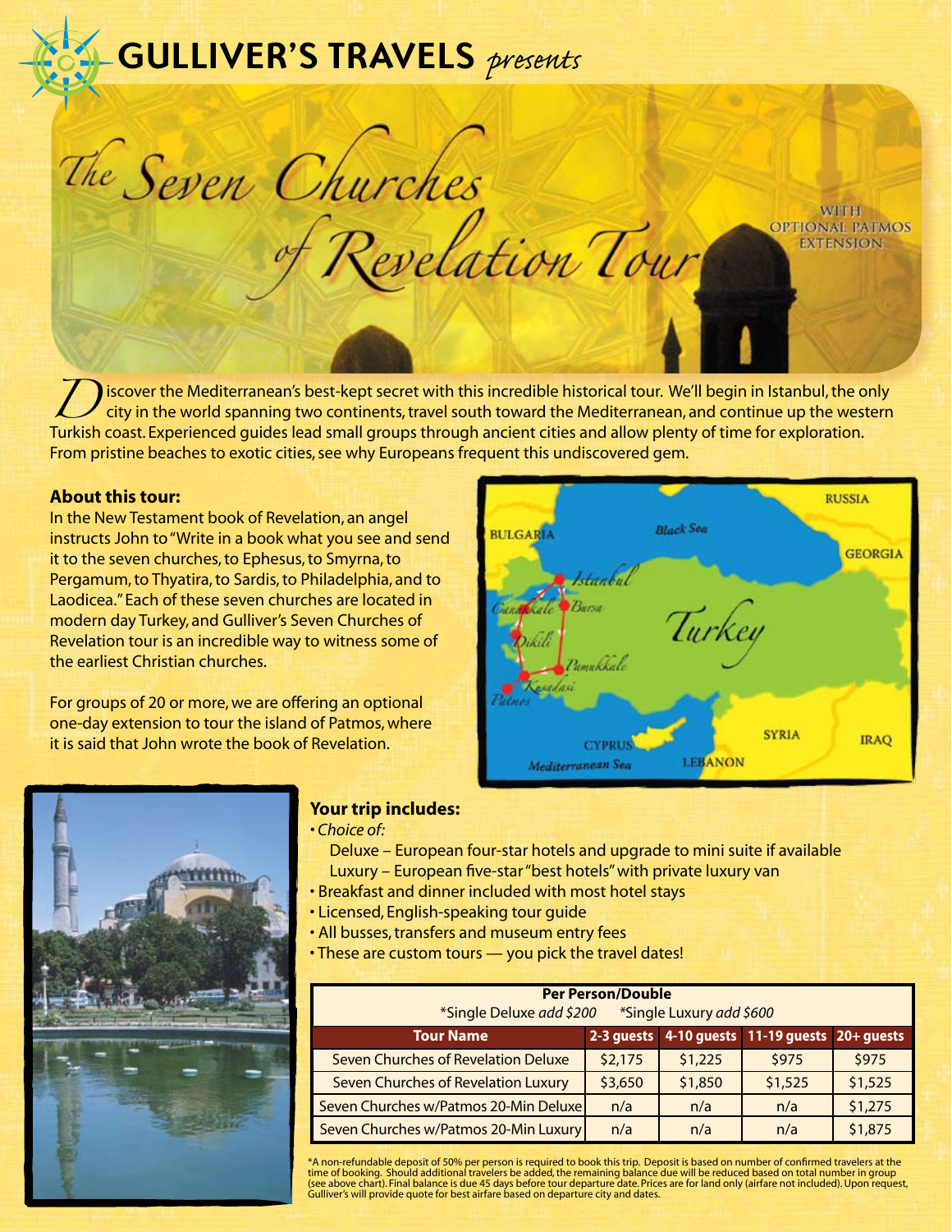# GULLIVER'S TRAVELS *presents*

# The Seven Churches of Revelation Tour

WITH OPTIONAL PATMOS EXTENSION

Discover the Mediterranean's best-kept secret with this incredible historical tour. We'll begin in Istanbul, the only city in the world spanning two continents, travel south toward the Mediterranean, and continue up the western Turkish coast. Experienced guides lead small groups through ancient cities and allow plenty of time for exploration. From pristine beaches to exotic cities, see why Europeans frequent this undiscovered gem.

**About this tour:**

In the New Testament book of Revelation, an angel instructs John to "Write in a book what you see and send it to the seven churches, to Ephesus, to Smyrna, to Pergamum, to Thyatira, to Sardis, to Philadelphia, and to Laodicea." Each of these seven churches are located in modern day Turkey, and Gulliver's Seven Churches of Revelation tour is an incredible way to witness some of the earliest Christian churches.

For groups of 20 or more, we are offering an optional one-day extension to tour the island of Patmos, where it is said that John wrote the book of Revelation.

RUSSIA
BULGARIA
Black Sea
GEORGIA
Istanbul
Canakkale
Bursa
Turkey
Dikili
Pamukkale
Kusadasi
Patmos
SYRIA
IRAQ
CYPRUS
Mediterranean Sea
LEBANON

**Your trip includes:**

- *Choice of:*
  - Deluxe – European four-star hotels and upgrade to mini suite if available
  - Luxury – European five-star "best hotels" with private luxury van
- Breakfast and dinner included with most hotel stays
- Licensed, English-speaking tour guide
- All busses, transfers and museum entry fees
- These are custom tours — you pick the travel dates!

**Per Person/Double**
*Single Deluxe *add $200* *Single Luxury *add $600*

| Tour Name | 2-3 guests | 4-10 guests | 11-19 guests | 20+ guests |
|---|---|---|---|---|
| Seven Churches of Revelation Deluxe | $2,175 | $1,225 | $975 | $975 |
| Seven Churches of Revelation Luxury | $3,650 | $1,850 | $1,525 | $1,525 |
| Seven Churches w/Patmos 20-Min Deluxe | n/a | n/a | n/a | $1,275 |
| Seven Churches w/Patmos 20-Min Luxury | n/a | n/a | n/a | $1,875 |

*A non-refundable deposit of 50% per person is required to book this trip. Deposit is based on number of confirmed travelers at the time of booking. Should additional travelers be added, the remaining balance due will be reduced based on total number in group (see above chart). Final balance is due 45 days before tour departure date. Prices are for land only (airfare not included). Upon request, Gulliver's will provide quote for best airfare based on departure city and dates.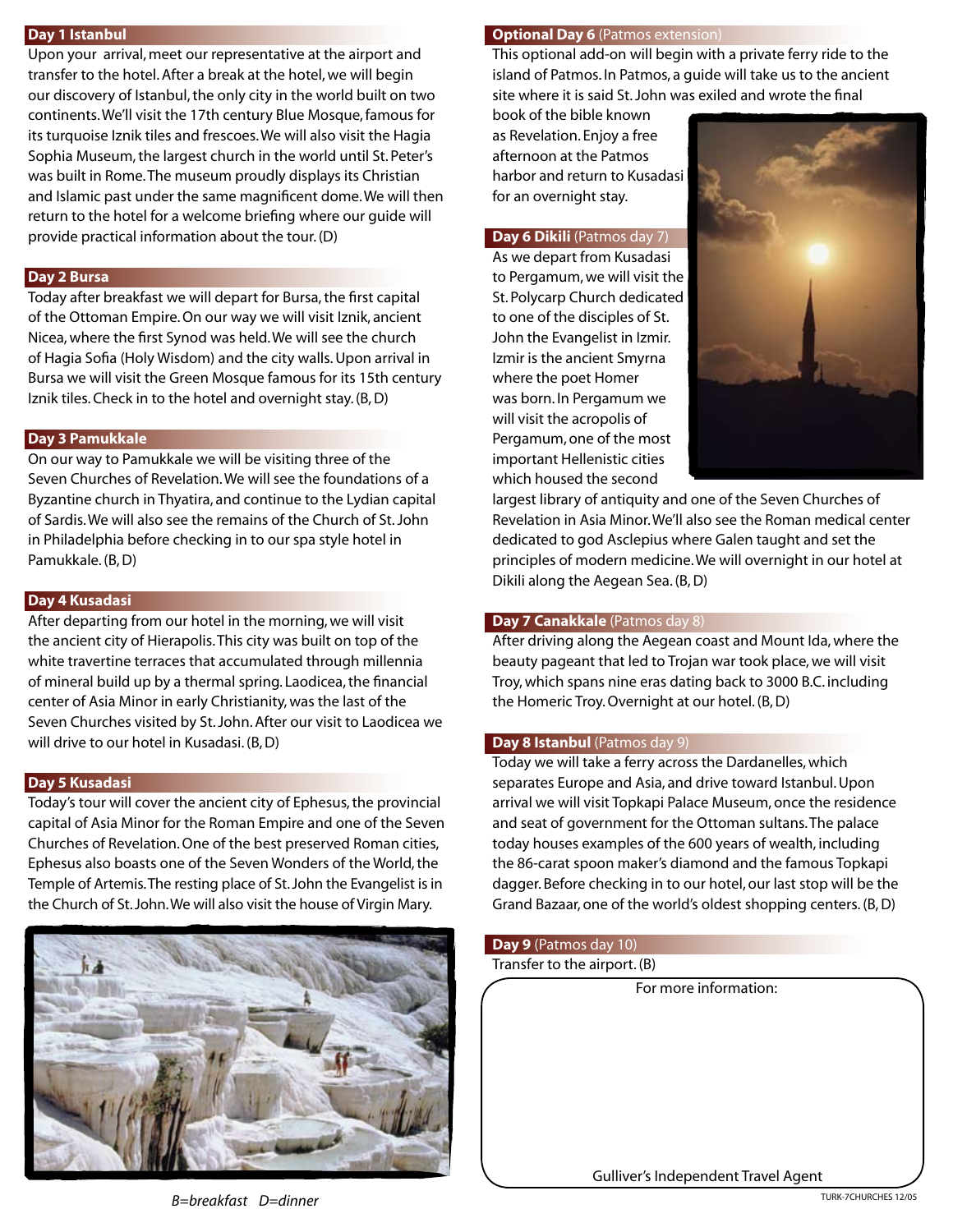## Day 1 Istanbul

Upon your arrival, meet our representative at the airport and transfer to the hotel. After a break at the hotel, we will begin our discovery of Istanbul, the only city in the world built on two continents. We'll visit the 17th century Blue Mosque, famous for its turquoise Iznik tiles and frescoes. We will also visit the Hagia Sophia Museum, the largest church in the world until St. Peter's was built in Rome. The museum proudly displays its Christian and Islamic past under the same magnificent dome. We will then return to the hotel for a welcome briefing where our guide will provide practical information about the tour. (D)

## Day 2 Bursa

Today after breakfast we will depart for Bursa, the first capital of the Ottoman Empire. On our way we will visit Iznik, ancient Nicea, where the first Synod was held. We will see the church of Hagia Sofia (Holy Wisdom) and the city walls. Upon arrival in Bursa we will visit the Green Mosque famous for its 15th century Iznik tiles. Check in to the hotel and overnight stay. (B, D)

## Day 3 Pamukkale

On our way to Pamukkale we will be visiting three of the Seven Churches of Revelation. We will see the foundations of a Byzantine church in Thyatira, and continue to the Lydian capital of Sardis. We will also see the remains of the Church of St. John in Philadelphia before checking in to our spa style hotel in Pamukkale. (B, D)

## Day 4 Kusadasi

After departing from our hotel in the morning, we will visit the ancient city of Hierapolis. This city was built on top of the white travertine terraces that accumulated through millennia of mineral build up by a thermal spring. Laodicea, the financial center of Asia Minor in early Christianity, was the last of the Seven Churches visited by St. John. After our visit to Laodicea we will drive to our hotel in Kusadasi. (B, D)

## Day 5 Kusadasi

Today's tour will cover the ancient city of Ephesus, the provincial capital of Asia Minor for the Roman Empire and one of the Seven Churches of Revelation. One of the best preserved Roman cities, Ephesus also boasts one of the Seven Wonders of the World, the Temple of Artemis. The resting place of St. John the Evangelist is in the Church of St. John. We will also visit the house of Virgin Mary.

## Optional Day 6 (Patmos extension)

This optional add-on will begin with a private ferry ride to the island of Patmos. In Patmos, a guide will take us to the ancient site where it is said St. John was exiled and wrote the final book of the bible known as Revelation. Enjoy a free afternoon at the Patmos harbor and return to Kusadasi for an overnight stay.

## Day 6 Dikili (Patmos day 7)

As we depart from Kusadasi to Pergamum, we will visit the St. Polycarp Church dedicated to one of the disciples of St. John the Evangelist in Izmir. Izmir is the ancient Smyrna where the poet Homer was born. In Pergamum we will visit the acropolis of Pergamum, one of the most important Hellenistic cities which housed the second largest library of antiquity and one of the Seven Churches of Revelation in Asia Minor. We'll also see the Roman medical center dedicated to god Asclepius where Galen taught and set the principles of modern medicine. We will overnight in our hotel at Dikili along the Aegean Sea. (B, D)

## Day 7 Canakkale (Patmos day 8)

After driving along the Aegean coast and Mount Ida, where the beauty pageant that led to Trojan war took place, we will visit Troy, which spans nine eras dating back to 3000 B.C. including the Homeric Troy. Overnight at our hotel. (B, D)

## Day 8 Istanbul (Patmos day 9)

Today we will take a ferry across the Dardanelles, which separates Europe and Asia, and drive toward Istanbul. Upon arrival we will visit Topkapi Palace Museum, once the residence and seat of government for the Ottoman sultans. The palace today houses examples of the 600 years of wealth, including the 86-carat spoon maker's diamond and the famous Topkapi dagger. Before checking in to our hotel, our last stop will be the Grand Bazaar, one of the world's oldest shopping centers. (B, D)

## Day 9 (Patmos day 10)

Transfer to the airport. (B)

For more information:

Gulliver's Independent Travel Agent

*B=breakfast D=dinner*

TURK-7CHURCHES 12/05